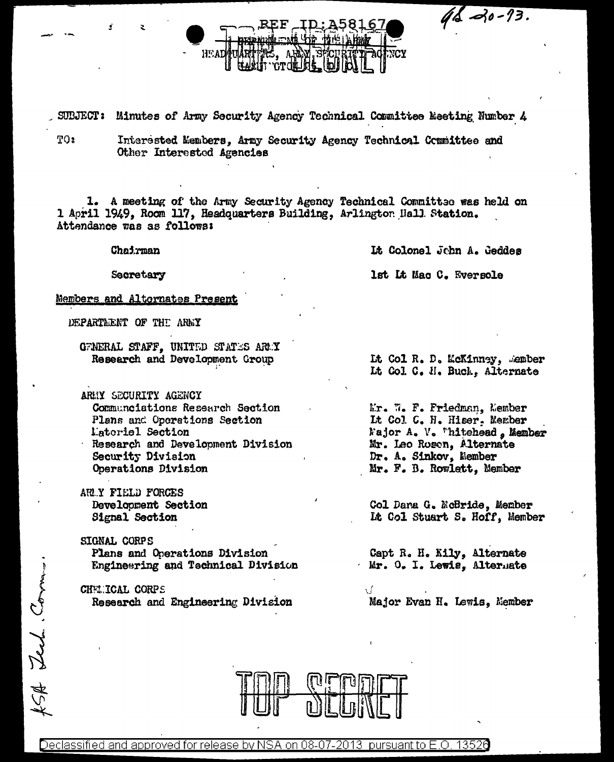REF ID:A58167

DEPARTMENT OF THE ARMY
HEADQUARTERS, ARMY SECURITY AGENCY
WASHINGTON 25, D.C.

TOP SECRET

SUBJECT: Minutes of Army Security Agency Technical Committee Meeting Number 4

TO: Interested Members, Army Security Agency Technical Committee and Other Interested Agencies

1. A meeting of the Army Security Agency Technical Committee was held on 1 April 1949, Room 117, Headquarters Building, Arlington Hall Station. Attendance was as follows:

| | |
|---|---|
| Chairman | Lt Colonel John A. Geddes |
| Secretary | 1st Lt Mac C. Eversole |

Members and Alternates Present

| | |
|---|---|
| DEPARTMENT OF THE ARMY | |
| GENERAL STAFF, UNITED STATES ARMY | |
| Research and Development Group | Lt Col R. D. McKinney, Member |
| | Lt Col C. H. Buck, Alternate |
| ARMY SECURITY AGENCY | |
| Communications Research Section | Mr. W. F. Friedman, Member |
| Plans and Operations Section | Lt Col C. H. Hiser, Member |
| Materiel Section | Major A. V. Whitehead, Member |
| Research and Development Division | Mr. Leo Rosen, Alternate |
| Security Division | Dr. A. Sinkov, Member |
| Operations Division | Mr. F. B. Rowlett, Member |
| ARMY FIELD FORCES | |
| Development Section | Col Dana G. McBride, Member |
| Signal Section | Lt Col Stuart S. Hoff, Member |
| SIGNAL CORPS | |
| Plans and Operations Division | Capt R. H. Kily, Alternate |
| Engineering and Technical Division | Mr. O. I. Lewis, Alternate |
| CHEMICAL CORPS | |
| Research and Engineering Division | Major Evan H. Lewis, Member |

TOP SECRET

Declassified and approved for release by NSA on 08-07-2013 pursuant to E.O. 13526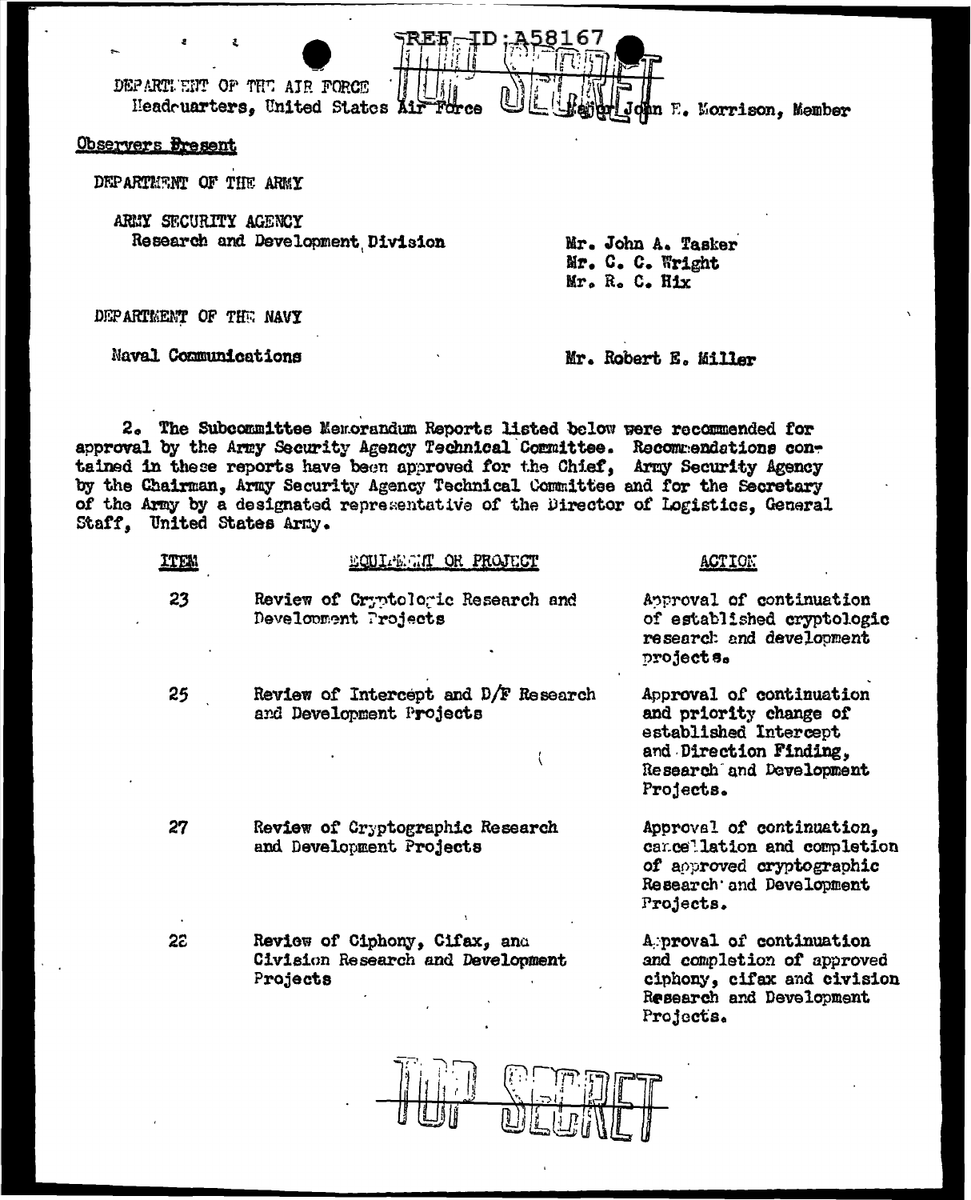DEPARTMENT OF THE AIR FORCE
Headquarters, United States Air Force — Major John E. Morrison, Member

Observers Present

DEPARTMENT OF THE ARMY

ARMY SECURITY AGENCY
Research and Development Division — Mr. John A. Tasker, Mr. C. C. Wright, Mr. R. C. Hix

DEPARTMENT OF THE NAVY

Naval Communications — Mr. Robert E. Miller

2. The Subcommittee Memorandum Reports listed below were recommended for approval by the Army Security Agency Technical Committee. Recommendations contained in these reports have been approved for the Chief, Army Security Agency by the Chairman, Army Security Agency Technical Committee and for the Secretary of the Army by a designated representative of the Director of Logistics, General Staff, United States Army.

| ITEM | EQUIPMENT OR PROJECT | ACTION |
|---|---|---|
| 23 | Review of Cryptologic Research and Development Projects | Approval of continuation of established cryptologic research and development projects. |
| 25 | Review of Intercept and D/F Research and Development Projects | Approval of continuation and priority change of established Intercept and Direction Finding, Research and Development Projects. |
| 27 | Review of Cryptographic Research and Development Projects | Approval of continuation, cancellation and completion of approved cryptographic Research and Development Projects. |
| 28 | Review of Ciphony, Cifax, and Civision Research and Development Projects | Approval of continuation and completion of approved ciphony, cifax and civision Research and Development Projects. |

TOP SECRET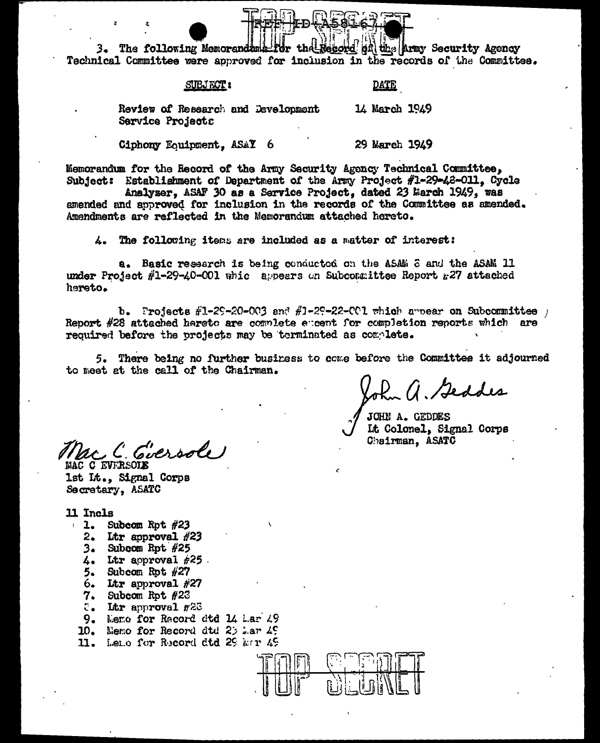3. The following Memoranda for the Record of the Army Security Agency Technical Committee were approved for inclusion in the records of the Committee.

| SUBJECT: | DATE |
|---|---|
| Review of Research and Development Service Projects | 14 March 1949 |
| Ciphony Equipment, ASAY 6 | 29 March 1949 |

Memorandum for the Record of the Army Security Agency Technical Committee, Subject: Establishment of Department of the Army Project #1-29-48-011, Cycle Analyzer, ASAF 30 as a Service Project, dated 23 March 1949, was amended and approved for inclusion in the records of the Committee as amended. Amendments are reflected in the Memorandum attached hereto.

4. The following items are included as a matter of interest:

a. Basic research is being conducted on the ASAM 8 and the ASAM 11 under Project #1-29-40-001 which appears on Subcommittee Report #27 attached hereto.

b. Projects #1-29-20-003 and #1-29-22-001 which appear on Subcommittee Report #28 attached hereto are complete except for completion reports which are required before the projects may be terminated as complete.

5. There being no further business to come before the Committee it adjourned to meet at the call of the Chairman.

John A. Geddes
JOHN A. GEDDES
Lt Colonel, Signal Corps
Chairman, ASATC

Mac C. Eversole
MAC C EVERSOLE
1st Lt., Signal Corps
Secretary, ASATC

11 Incls
1. Subcom Rpt #23
2. Ltr approval #23
3. Subcom Rpt #25
4. Ltr approval #25
5. Subcom Rpt #27
6. Ltr approval #27
7. Subcom Rpt #28
8. Ltr approval #28
9. Memo for Record dtd 14 Mar 49
10. Memo for Record dtd 23 Mar 49
11. Memo for Record dtd 29 Mar 49

TOP SECRET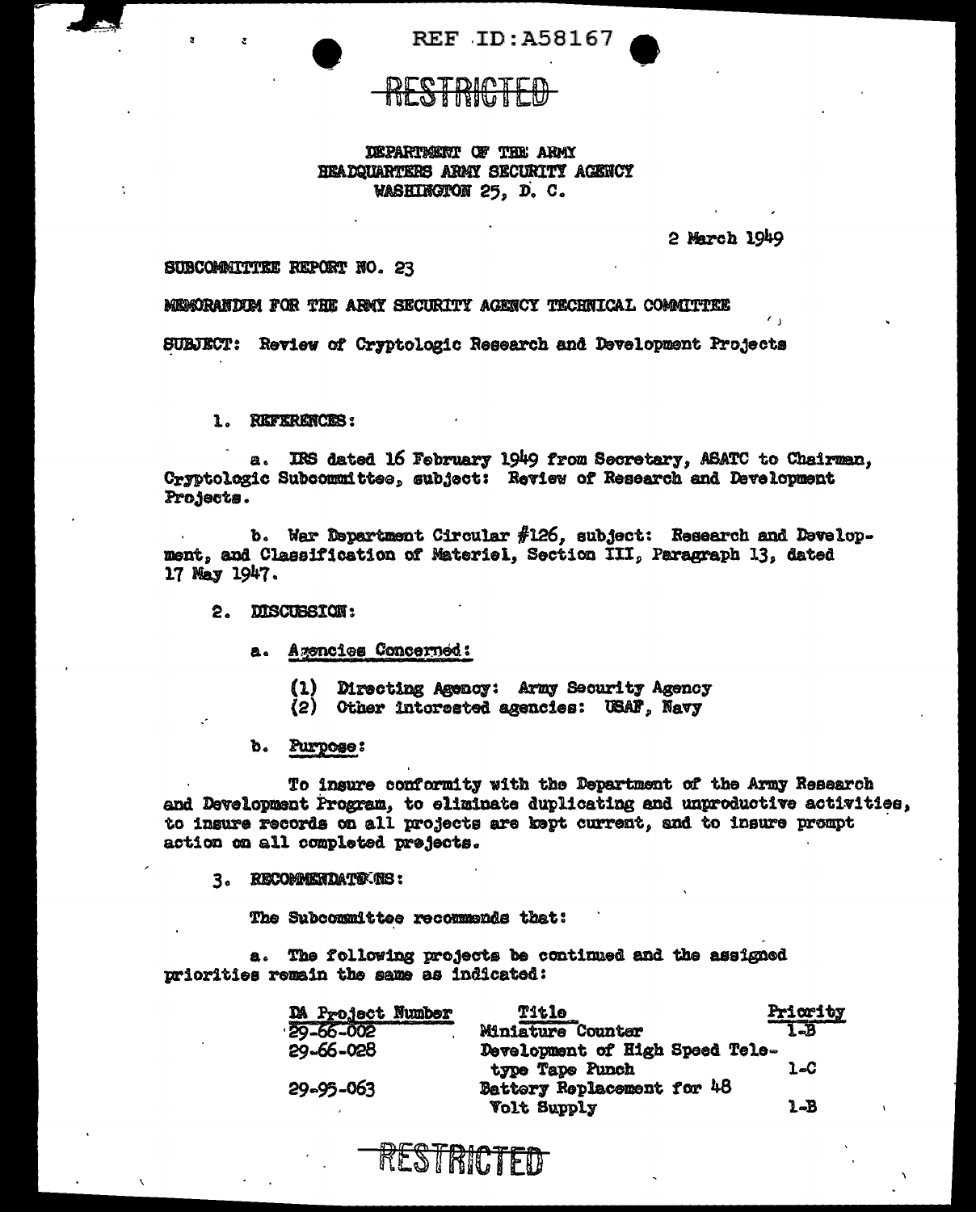REF ID:A58167

RESTRICTED

DEPARTMENT OF THE ARMY
HEADQUARTERS ARMY SECURITY AGENCY
WASHINGTON 25, D. C.

2 March 1949

SUBCOMMITTEE REPORT NO. 23

MEMORANDUM FOR THE ARMY SECURITY AGENCY TECHNICAL COMMITTEE

SUBJECT: Review of Cryptologic Research and Development Projects

1. REFERENCES:

a. IRS dated 16 February 1949 from Secretary, ASATC to Chairman, Cryptologic Subcommittee, subject: Review of Research and Development Projects.

b. War Department Circular #126, subject: Research and Development, and Classification of Materiel, Section III, Paragraph 13, dated 17 May 1947.

2. DISCUSSION:

a. Agencies Concerned:

(1) Directing Agency: Army Security Agency
(2) Other interested agencies: USAF, Navy

b. Purpose:

To insure conformity with the Department of the Army Research and Development Program, to eliminate duplicating and unproductive activities, to insure records on all projects are kept current, and to insure prompt action on all completed projects.

3. RECOMMENDATIONS:

The Subcommittee recommends that:

a. The following projects be continued and the assigned priorities remain the same as indicated:

| DA Project Number | Title | Priority |
|---|---|---|
| 29-66-002 | Miniature Counter | 1-B |
| 29-66-028 | Development of High Speed Teletype Tape Punch | 1-C |
| 29-95-063 | Battery Replacement for 48 Volt Supply | 1-B |

RESTRICTED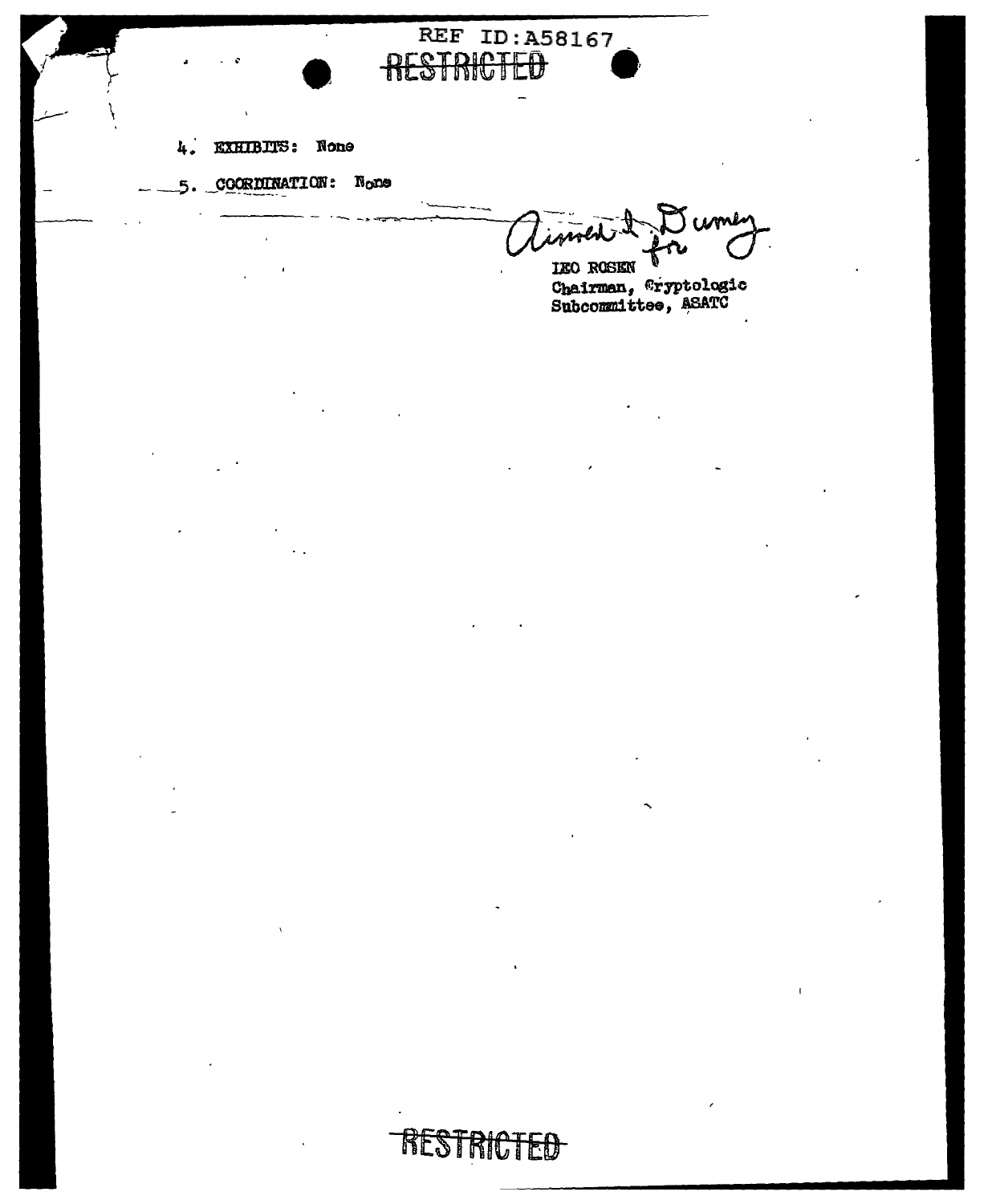4. EXHIBITS: None

5. COORDINATION: None

Aimed L. Dumey for

LEO ROSEN
Chairman, Cryptologic
Subcommittee, ASATC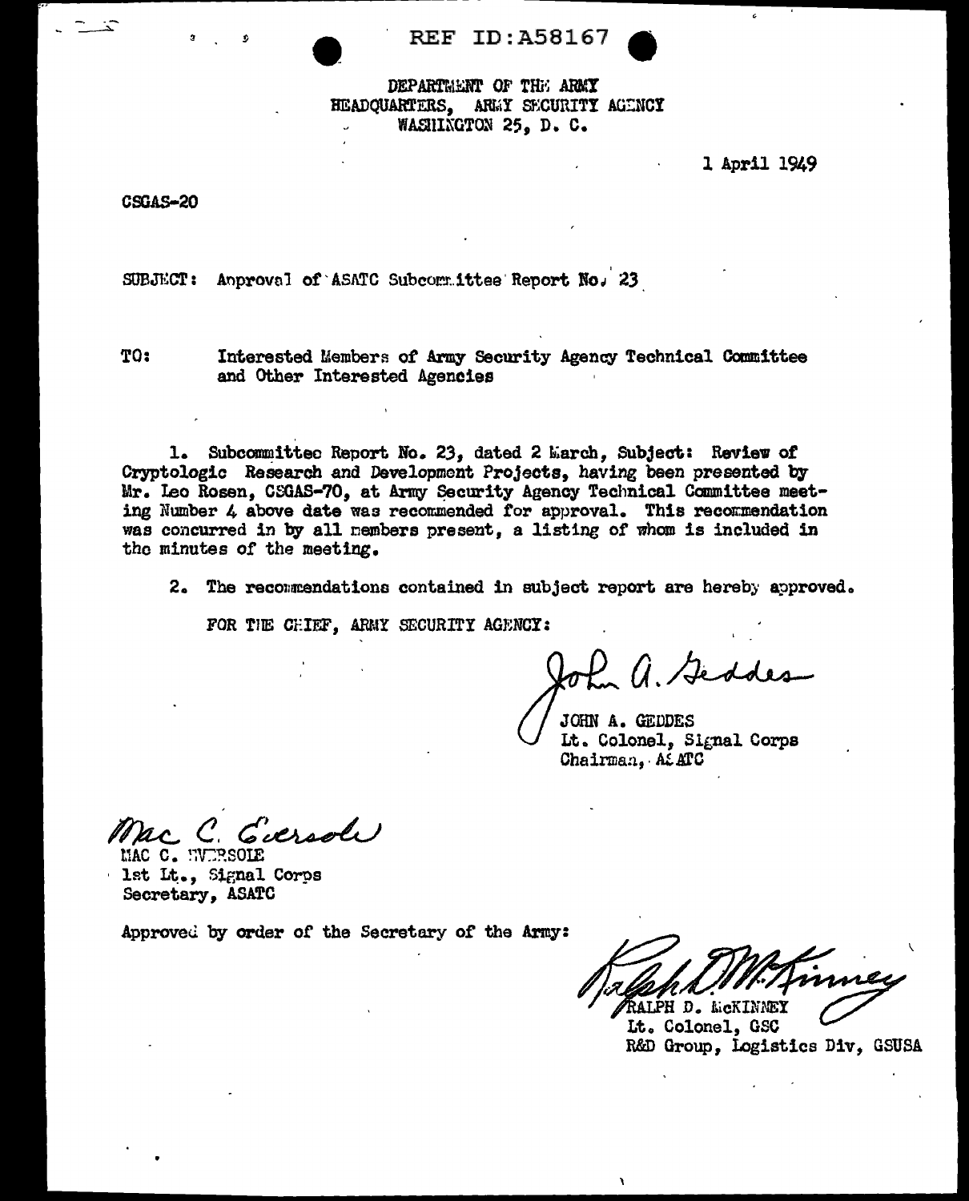REF ID:A58167

DEPARTMENT OF THE ARMY
HEADQUARTERS, ARMY SECURITY AGENCY
WASHINGTON 25, D. C.

1 April 1949

CSGAS-20

SUBJECT: Approval of ASATC Subcommittee Report No. 23

TO: Interested Members of Army Security Agency Technical Committee and Other Interested Agencies

1. Subcommittee Report No. 23, dated 2 March, Subject: Review of Cryptologic Research and Development Projects, having been presented by Mr. Leo Rosen, CSGAS-70, at Army Security Agency Technical Committee meeting Number 4 above date was recommended for approval. This recommendation was concurred in by all members present, a listing of whom is included in the minutes of the meeting.

2. The recommendations contained in subject report are hereby approved.

FOR THE CHIEF, ARMY SECURITY AGENCY:

John A. Geddes

JOHN A. GEDDES
Lt. Colonel, Signal Corps
Chairman, ASATC

Mac C. Eversole

MAC C. EVERSOLE
1st Lt., Signal Corps
Secretary, ASATC

Approved by order of the Secretary of the Army:

Ralph D. McKinney

RALPH D. McKINNEY
Lt. Colonel, GSC
R&D Group, Logistics Div, GSUSA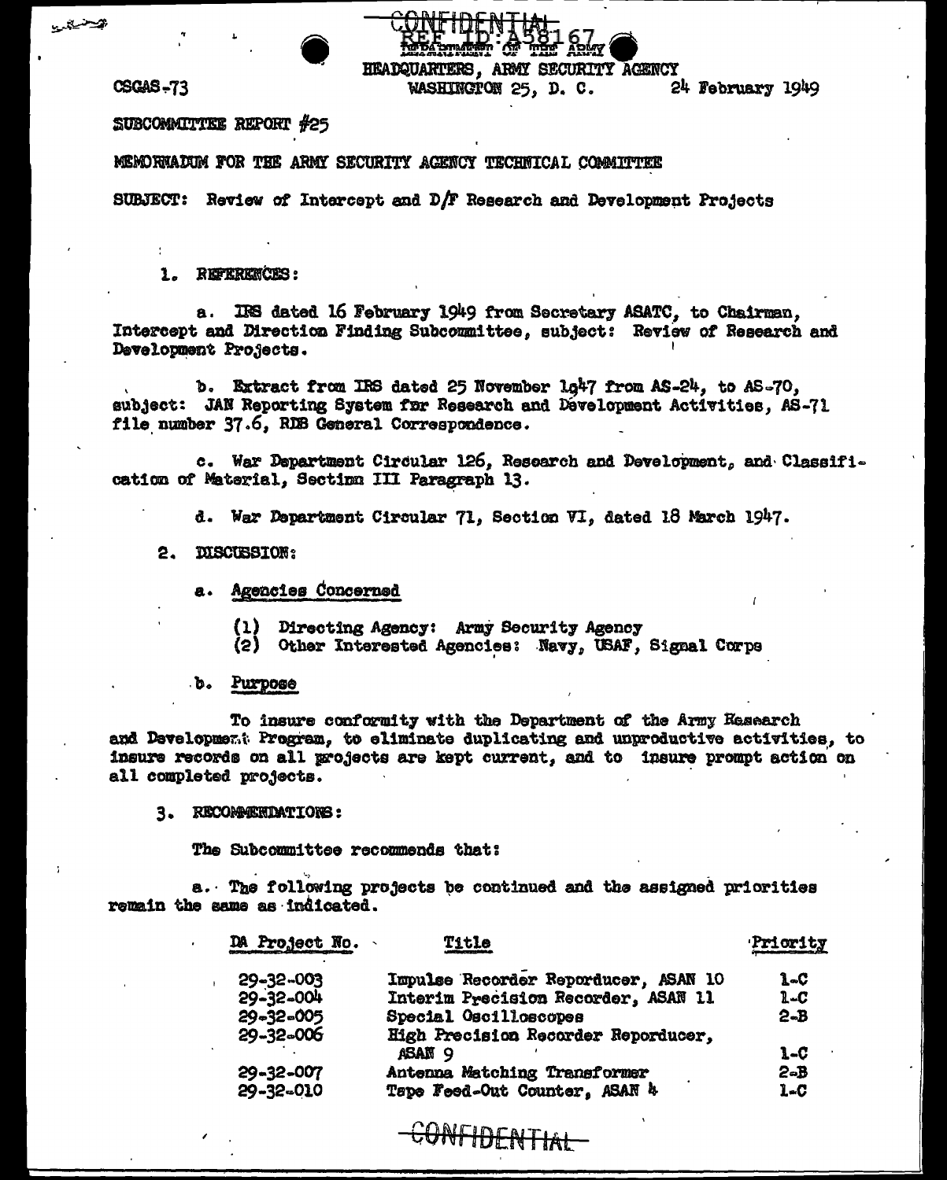CONFIDENTIAL

REF ID:A58167

DEPARTMENT OF THE ARMY
HEADQUARTERS, ARMY SECURITY AGENCY
WASHINGTON 25, D. C.

CSGAS-73

24 February 1949

SUBCOMMITTEE REPORT #25

MEMORNADUM FOR THE ARMY SECURITY AGENCY TECHNICAL COMMITTEE

SUBJECT: Review of Intercept and D/F Research and Development Projects

1. REFERENCES:

a. IRS dated 16 February 1949 from Secretary ASATC, to Chairman, Intercept and Direction Finding Subcommittee, subject: Review of Research and Development Projects.

b. Extract from IRS dated 25 November 1947 from AS-24, to AS-70, subject: JAN Reporting System for Research and Development Activities, AS-71 file number 37.6, RDB General Correspondence.

c. War Department Circular 126, Research and Development, and Classification of Material, Section III Paragraph 13.

d. War Department Circular 71, Section VI, dated 18 March 1947.

2. DISCUSSION:

a. Agencies Concerned

(1) Directing Agency: Army Security Agency
(2) Other Interested Agencies: Navy, USAF, Signal Corps

b. Purpose

To insure conformity with the Department of the Army Research and Development Program, to eliminate duplicating and unproductive activities, to insure records on all projects are kept current, and to insure prompt action on all completed projects.

3. RECOMMENDATIONS:

The Subcommittee recommends that:

a. The following projects be continued and the assigned priorities remain the same as indicated.

| DA Project No. | Title | Priority |
|---|---|---|
| 29-32-003 | Impulse Recorder Reporducer, ASAN 10 | 1-C |
| 29-32-004 | Interim Precision Recorder, ASAN 11 | 1-C |
| 29-32-005 | Special Oscilloscopes | 2-B |
| 29-32-006 | High Precision Recorder Reporducer, ASAN 9 | 1-C |
| 29-32-007 | Antenna Matching Transformer | 2-B |
| 29-32-010 | Tape Feed-Out Counter, ASAN 4 | 1-C |

CONFIDENTIAL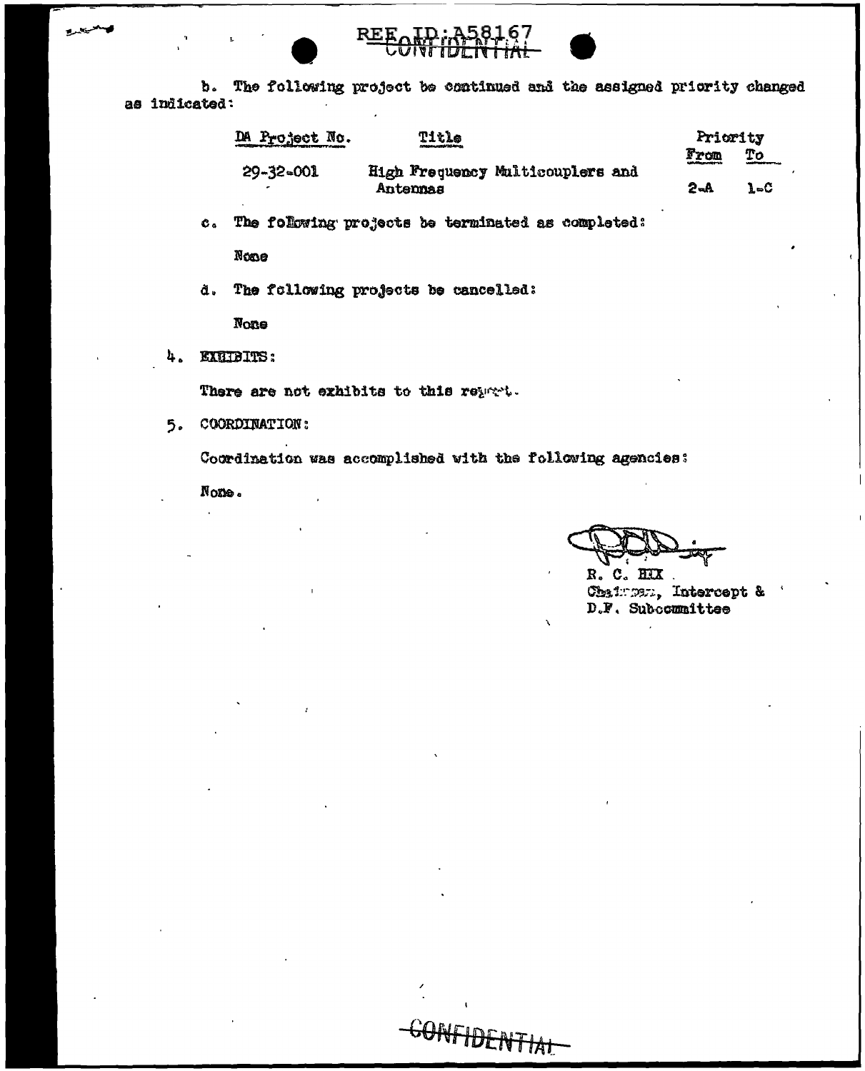b. The following project be continued and the assigned priority changed as indicated:

| DA Project No. | Title | Priority From | Priority To |
|---|---|---|---|
| 29-32-001 | High Frequency Multicouplers and Antennas | 2-A | 1-C |

c. The following projects be terminated as completed:

None

d. The following projects be cancelled:

None

4. EXHIBITS:

There are not exhibits to this report.

5. COORDINATION:

Coordination was accomplished with the following agencies:

None.

R. C. HIX
Chairman, Intercept & D.F. Subcommittee

CONFIDENTIAL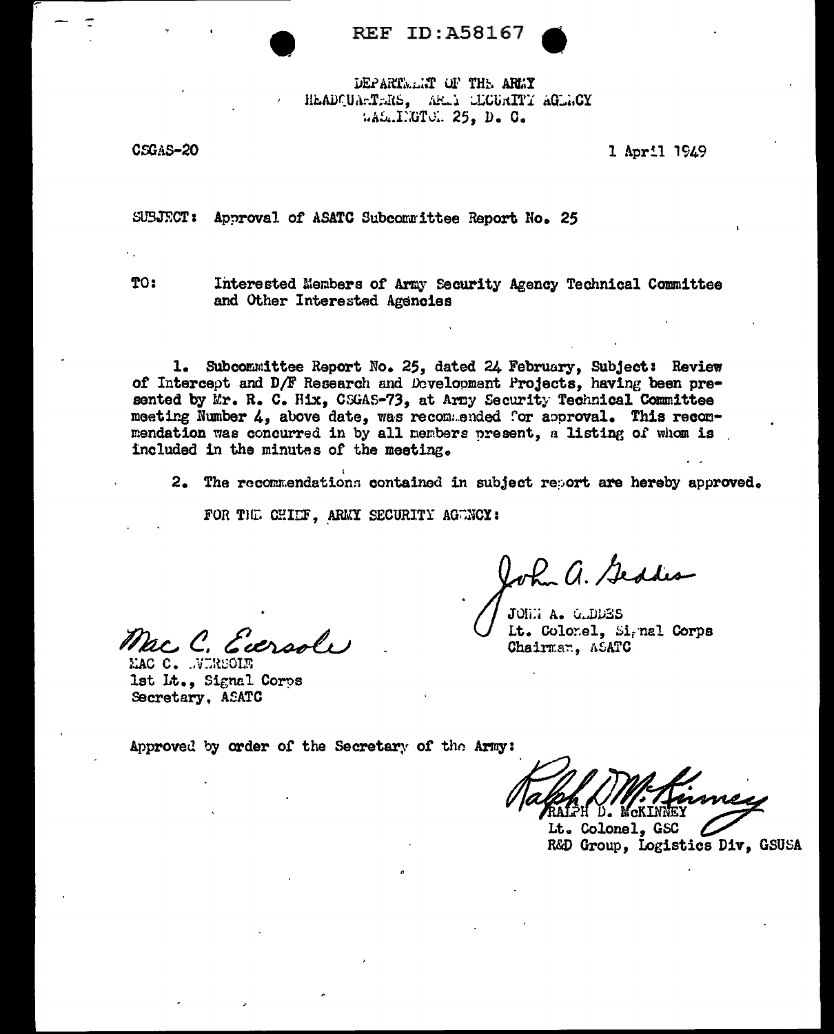REF ID:A58167

DEPARTMENT OF THE ARMY
HEADQUARTERS, ARMY SECURITY AGENCY
WASHINGTON 25, D. C.

CSGAS-20

1 April 1949

SUBJECT: Approval of ASATC Subcommittee Report No. 25

TO: Interested Members of Army Security Agency Technical Committee and Other Interested Agencies

1. Subcommittee Report No. 25, dated 24 February, Subject: Review of Intercept and D/F Research and Development Projects, having been presented by Mr. R. C. Hix, CSGAS-73, at Army Security Technical Committee meeting Number 4, above date, was recommended for approval. This recommendation was concurred in by all members present, a listing of whom is included in the minutes of the meeting.

2. The recommendations contained in subject report are hereby approved.

FOR THE CHIEF, ARMY SECURITY AGENCY:

John A. Geddes
JOHN A. GEDDES
Lt. Colonel, Signal Corps
Chairman, ASATC

Mac C. Eversole
MAC C. EVERSOLE
1st Lt., Signal Corps
Secretary, ASATC

Approved by order of the Secretary of the Army:

Ralph D. McKinney
RALPH D. McKINNEY
Lt. Colonel, GSC
R&D Group, Logistics Div, GSUSA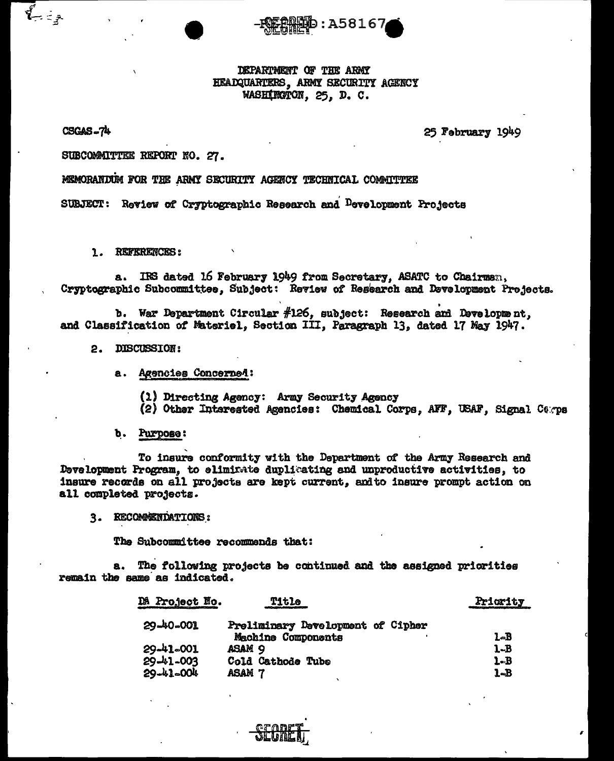REF ID:A58167

DEPARTMENT OF THE ARMY
HEADQUARTERS, ARMY SECURITY AGENCY
WASHINGTON, 25, D. C.

CSGAS-74

25 February 1949

SUBCOMMITTEE REPORT NO. 27.

MEMORANDUM FOR THE ARMY SECURITY AGENCY TECHNICAL COMMITTEE

SUBJECT: Review of Cryptographic Research and Development Projects

1. REFERENCES:

a. IRS dated 16 February 1949 from Secretary, ASATC to Chairman, Cryptographic Subcommittee, Subject: Review of Research and Development Projects.

b. War Department Circular #126, subject: Research and Development, and Classification of Materiel, Section III, Paragraph 13, dated 17 May 1947.

2. DISCUSSION:

a. Agencies Concerned:

(1) Directing Agency: Army Security Agency
(2) Other Interested Agencies: Chemical Corps, AFF, USAF, Signal Corps

b. Purpose:

To insure conformity with the Department of the Army Research and Development Program, to eliminate duplicating and unproductive activities, to insure records on all projects are kept current, and to insure prompt action on all completed projects.

3. RECOMMENDATIONS:

The Subcommittee recommends that:

a. The following projects be continued and the assigned priorities remain the same as indicated.

| DA Project No. | Title | Priority |
|---|---|---|
| 29-40-001 | Preliminary Development of Cipher Machine Components | 1-B |
| 29-41-001 | ASAM 9 | 1-B |
| 29-41-003 | Cold Cathode Tube | 1-B |
| 29-41-004 | ASAM 7 | 1-B |

SECRET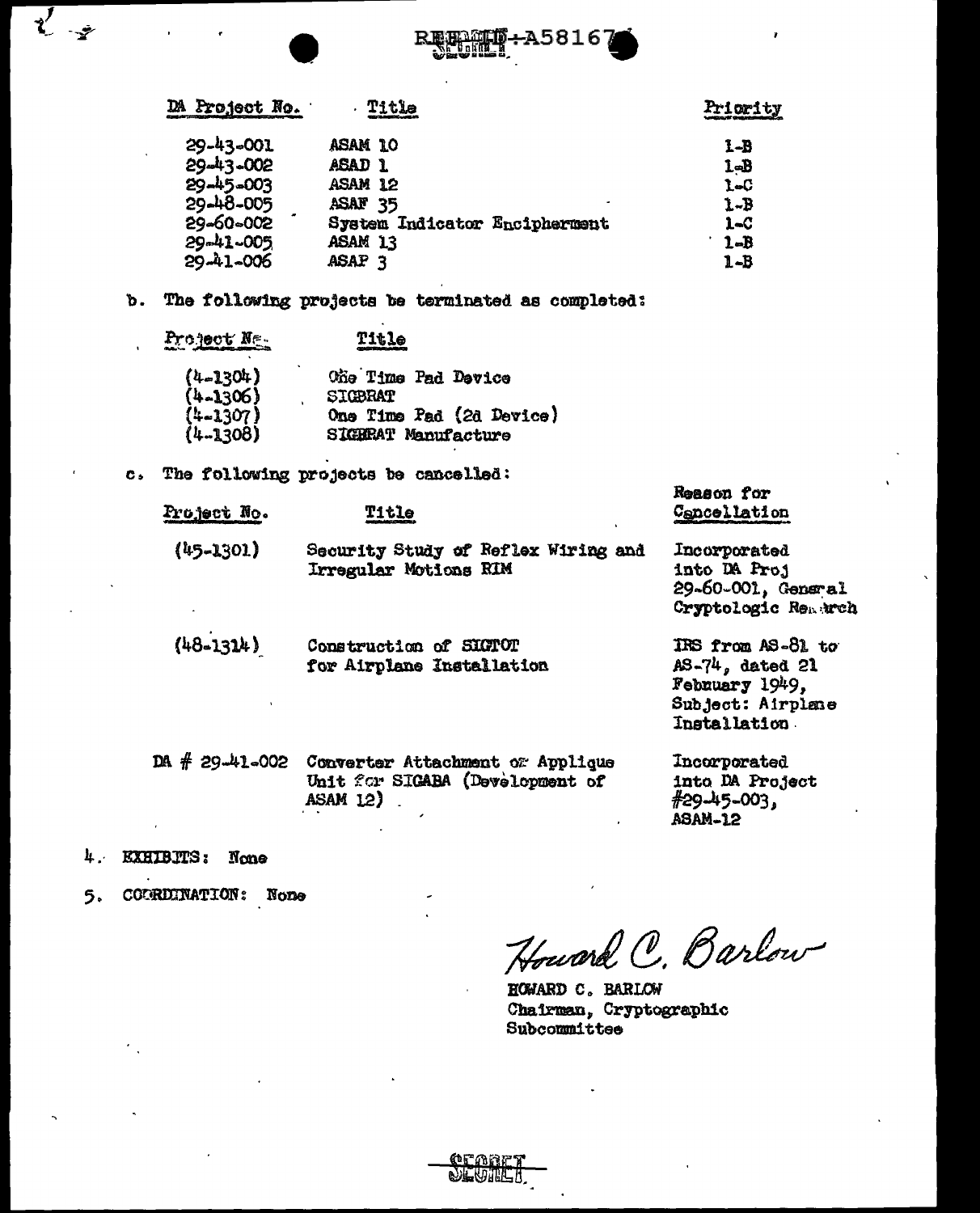| DA Project No. | Title | Priority |
|---|---|---|
| 29-43-001 | ASAM 10 | 1-B |
| 29-43-002 | ASAD 1 | 1-B |
| 29-45-003 | ASAM 12 | 1-C |
| 29-48-005 | ASAF 35 | 1-B |
| 29-60-002 | System Indicator Encipherment | 1-C |
| 29-41-005 | ASAM 13 | 1-B |
| 29-41-006 | ASAP 3 | 1-B |

b. The following projects be terminated as completed:

| Project No. | Title |
|---|---|
| (4-1304) | One Time Pad Device |
| (4-1306) | SIGBRAT |
| (4-1307) | One Time Pad (2d Device) |
| (4-1308) | SIGBRAT Manufacture |

c. The following projects be cancelled:

| Project No. | Title | Reason for Cancellation |
|---|---|---|
| (45-1301) | Security Study of Reflex Wiring and Irregular Motions RIM | Incorporated into DA Proj 29-60-001, General Cryptologic Research |
| (48-1314) | Construction of SIGTOT for Airplane Installation | IRS from AS-81 to AS-74, dated 21 February 1949, Subject: Airplane Installation |
| DA # 29-41-002 | Converter Attachment or Applique Unit for SIGABA (Development of ASAM 12) | Incorporated into DA Project #29-45-003, ASAM-12 |

4. EXHIBITS: None

5. COORDINATION: None

Howard C. Barlow

HOWARD C. BARLOW
Chairman, Cryptographic Subcommittee

SECRET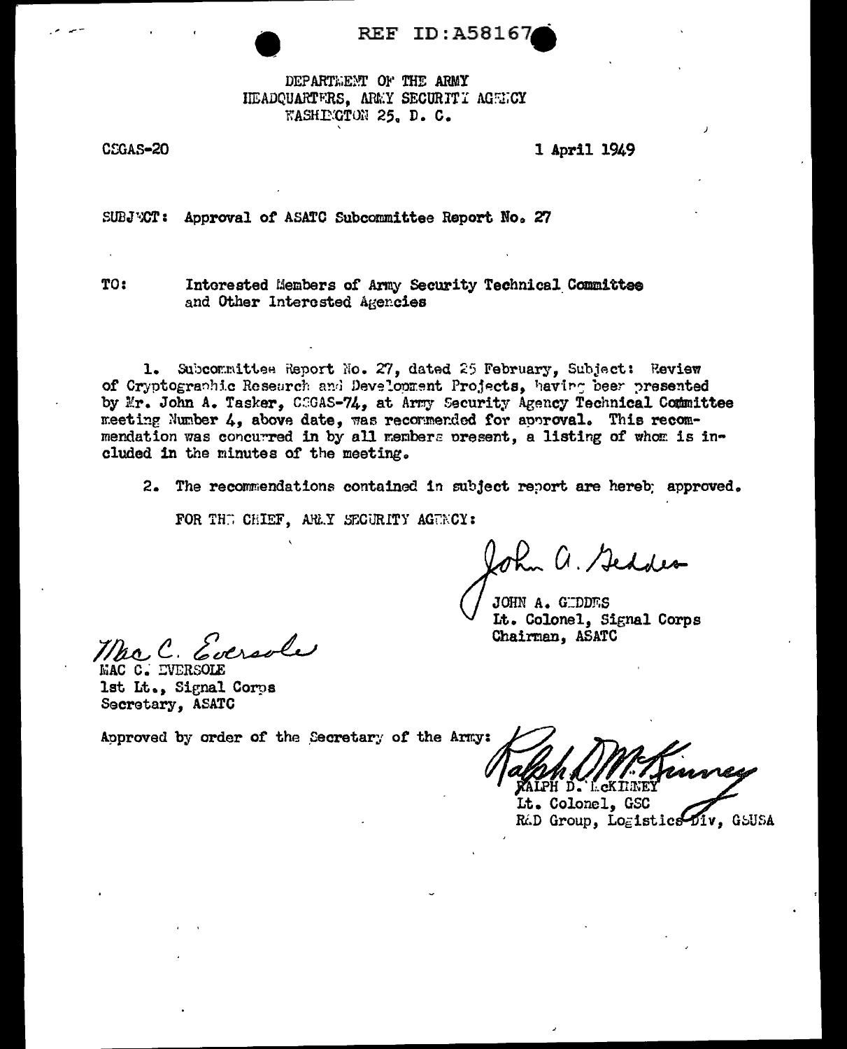REF ID:A58167

DEPARTMENT OF THE ARMY
HEADQUARTERS, ARMY SECURITY AGENCY
WASHINGTON 25, D. C.

CSGAS-20

1 April 1949

SUBJECT: Approval of ASATC Subcommittee Report No. 27

TO: Interested Members of Army Security Technical Committee and Other Interested Agencies

1. Subcommittee Report No. 27, dated 25 February, Subject: Review of Cryptographic Research and Development Projects, having been presented by Mr. John A. Tasker, CSGAS-74, at Army Security Agency Technical Committee meeting Number 4, above date, was recommended for approval. This recommendation was concurred in by all members present, a listing of whom is included in the minutes of the meeting.

2. The recommendations contained in subject report are hereby approved.

FOR THE CHIEF, ARMY SECURITY AGENCY:

John A. Geddes

JOHN A. GEDDES
Lt. Colonel, Signal Corps
Chairman, ASATC

Mac C. Eversole

MAC C. EVERSOLE
1st Lt., Signal Corps
Secretary, ASATC

Approved by order of the Secretary of the Army:

Ralph D. McKinney

RALPH D. McKINNEY
Lt. Colonel, GSC
R&D Group, Logistics Div, GSUSA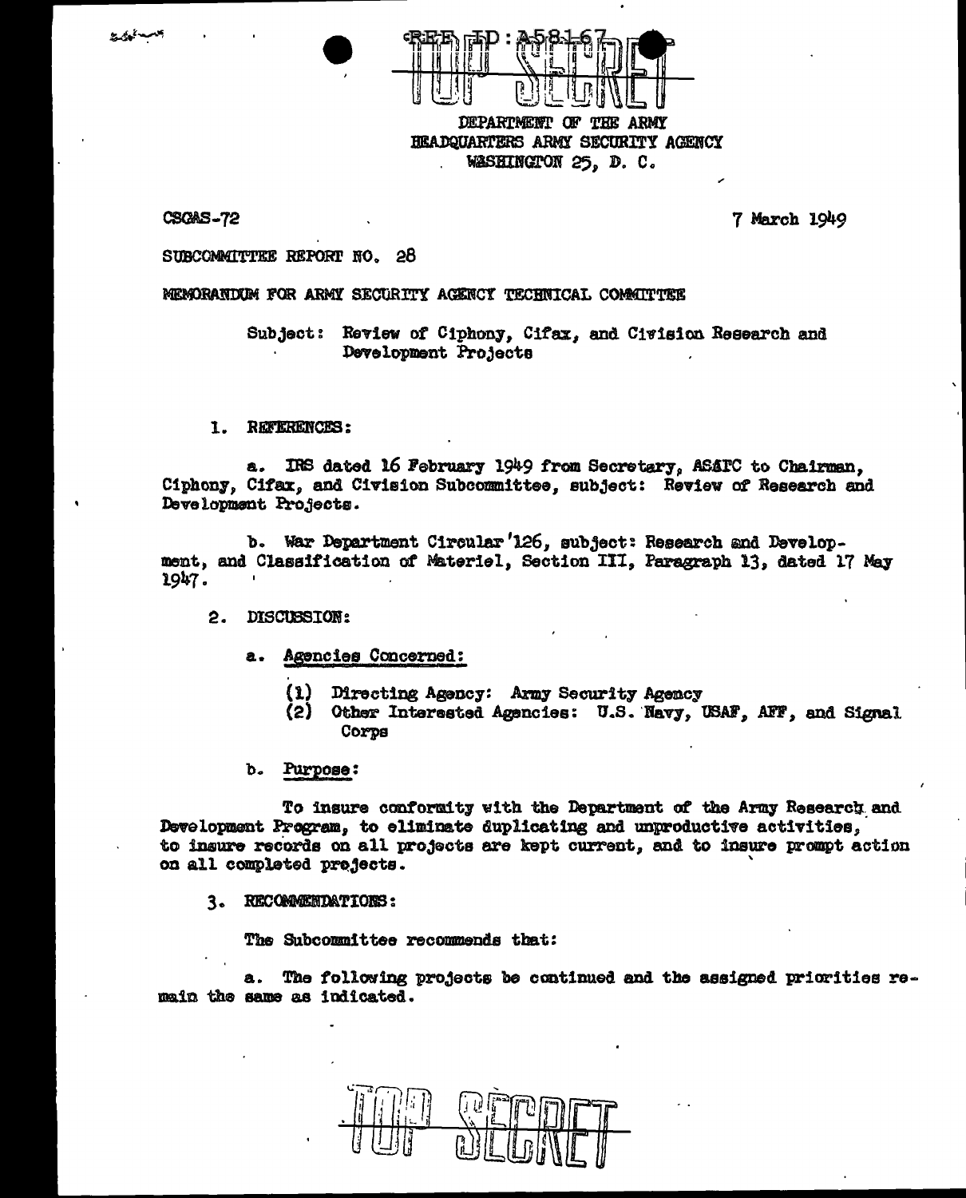REF ID:A58167

TOP SECRET

DEPARTMENT OF THE ARMY
HEADQUARTERS ARMY SECURITY AGENCY
WASHINGTON 25, D. C.

CSGAS-72 7 March 1949

SUBCOMMITTEE REPORT NO. 28

MEMORANDUM FOR ARMY SECURITY AGENCY TECHNICAL COMMITTEE

Subject: Review of Ciphony, Cifax, and Civision Research and Development Projects

1. REFERENCES:

a. IRS dated 16 February 1949 from Secretary, AS&TC to Chairman, Ciphony, Cifax, and Civision Subcommittee, subject: Review of Research and Development Projects.

b. War Department Circular 126, subject: Research and Development, and Classification of Materiel, Section III, Paragraph 13, dated 17 May 1947.

2. DISCUSSION:

a. Agencies Concerned:

(1) Directing Agency: Army Security Agency
(2) Other Interested Agencies: U.S. Navy, USAF, AFF, and Signal Corps

b. Purpose:

To insure conformity with the Department of the Army Research and Development Program, to eliminate duplicating and unproductive activities, to insure records on all projects are kept current, and to insure prompt action on all completed projects.

3. RECOMMENDATIONS:

The Subcommittee recommends that:

a. The following projects be continued and the assigned priorities remain the same as indicated.

TOP SECRET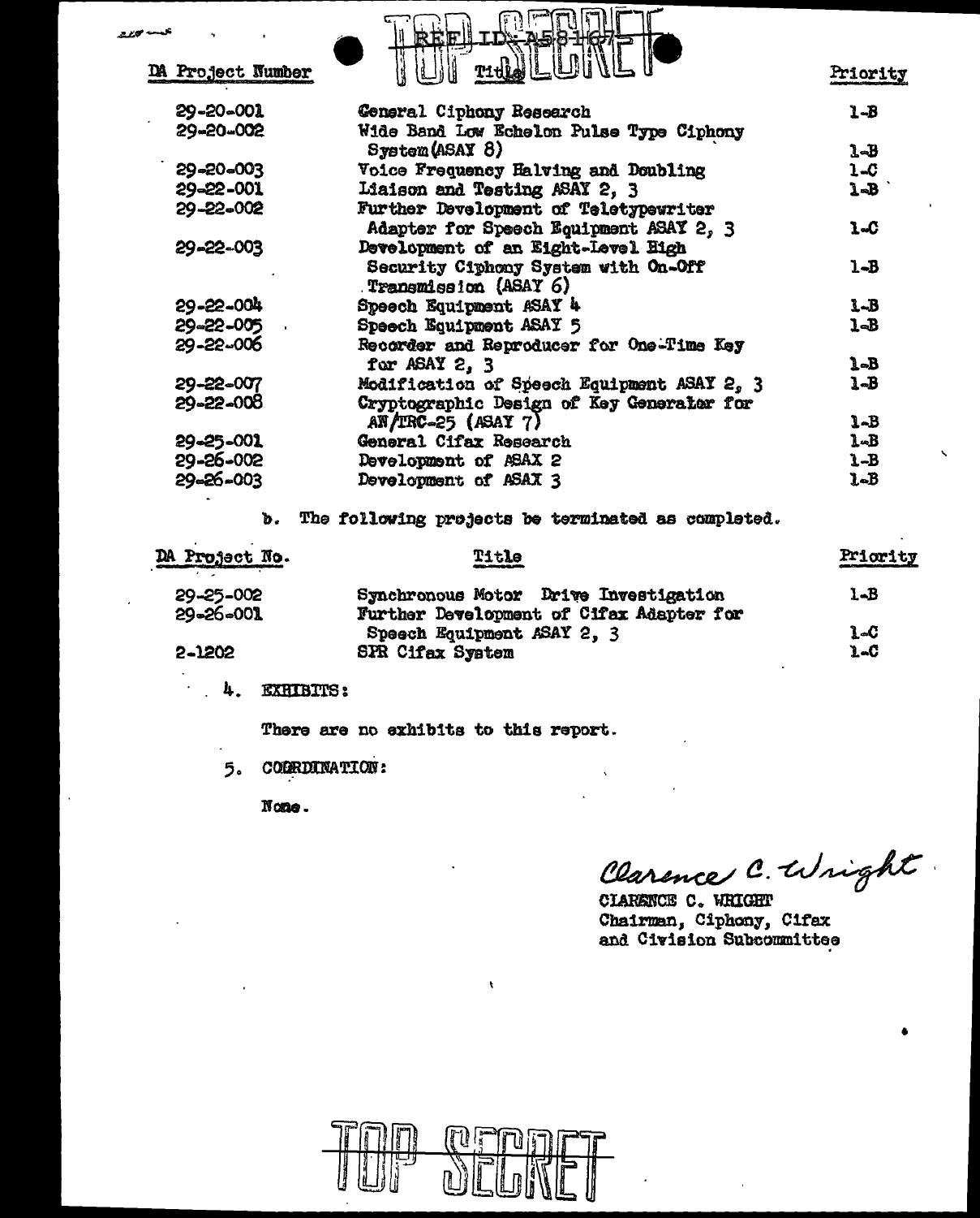| DA Project Number | Title | Priority |
|---|---|---|
| 29-20-001 | General Ciphony Research | 1-B |
| 29-20-002 | Wide Band Low Echelon Pulse Type Ciphony System (ASAY 8) | 1-B |
| 29-20-003 | Voice Frequency Halving and Doubling | 1-C |
| 29-22-001 | Liaison and Testing ASAY 2, 3 | 1-B |
| 29-22-002 | Further Development of Teletypewriter Adapter for Speech Equipment ASAY 2, 3 | 1-C |
| 29-22-003 | Development of an Eight-Level High Security Ciphony System with On-Off Transmission (ASAY 6) | 1-B |
| 29-22-004 | Speech Equipment ASAY 4 | 1-B |
| 29-22-005 | Speech Equipment ASAY 5 | 1-B |
| 29-22-006 | Recorder and Reproducer for One-Time Key for ASAY 2, 3 | 1-B |
| 29-22-007 | Modification of Speech Equipment ASAY 2, 3 | 1-B |
| 29-22-008 | Cryptographic Design of Key Generator for AN/TRC-25 (ASAY 7) | 1-B |
| 29-25-001 | General Cifax Research | 1-B |
| 29-26-002 | Development of ASAX 2 | 1-B |
| 29-26-003 | Development of ASAX 3 | 1-B |

b. The following projects be terminated as completed.

| DA Project No. | Title | Priority |
|---|---|---|
| 29-25-002 | Synchronous Motor Drive Investigation | 1-B |
| 29-26-001 | Further Development of Cifax Adapter for Speech Equipment ASAY 2, 3 | 1-C |
| 2-1202 | SPR Cifax System | 1-C |

4. EXHIBITS:

There are no exhibits to this report.

5. COORDINATION:

None.

Clarence C. Wright

CLARENCE C. WRIGHT
Chairman, Ciphony, Cifax and Civision Subcommittee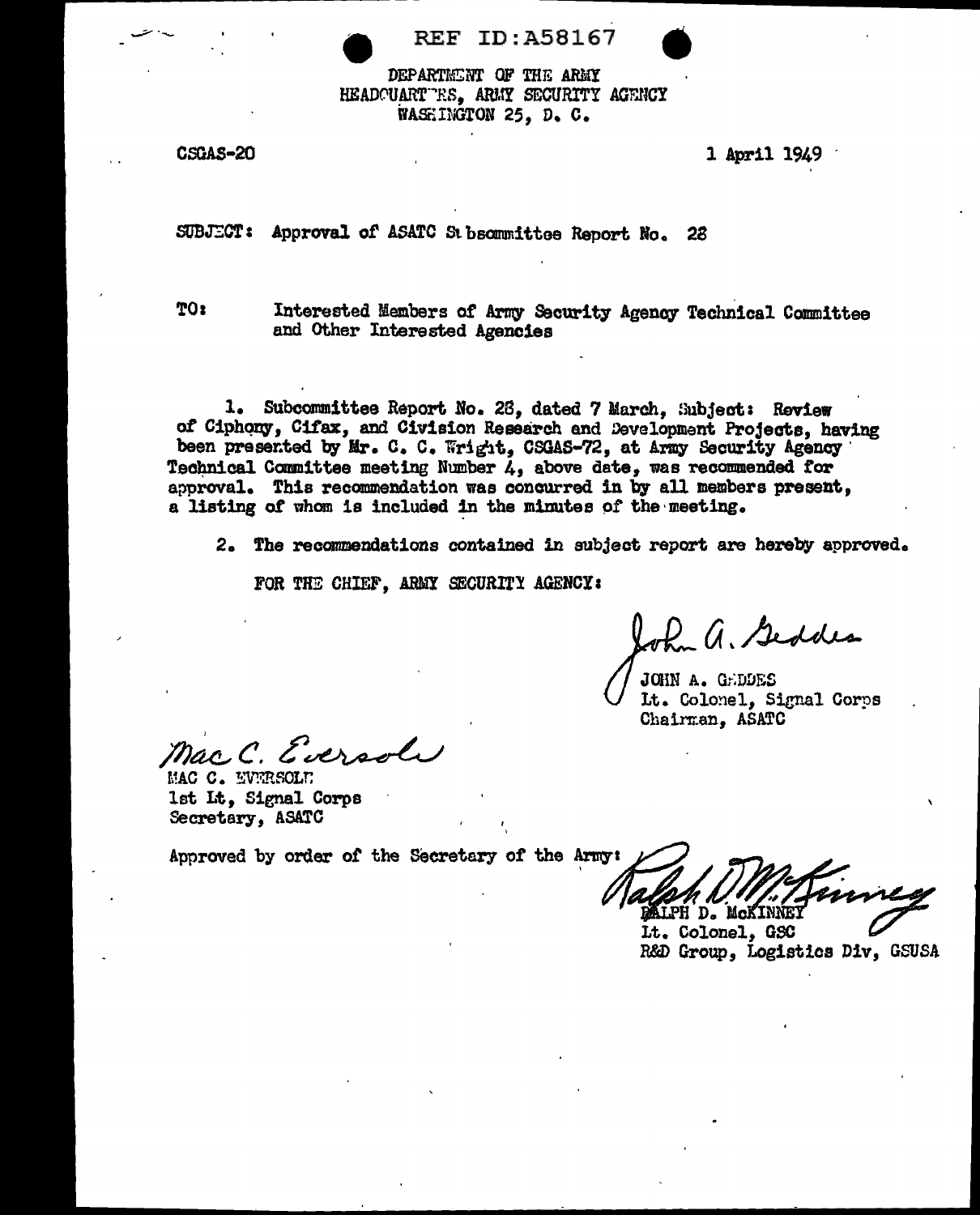REF ID:A58167

DEPARTMENT OF THE ARMY
HEADQUARTERS, ARMY SECURITY AGENCY
WASHINGTON 25, D. C.

CSGAS-20

1 April 1949

SUBJECT: Approval of ASATC Subcommittee Report No. 28

TO: Interested Members of Army Security Agency Technical Committee and Other Interested Agencies

1. Subcommittee Report No. 28, dated 7 March, Subject: Review of Ciphony, Cifax, and Civision Research and Development Projects, having been presented by Mr. C. C. Wright, CSGAS-72, at Army Security Agency Technical Committee meeting Number 4, above date, was recommended for approval. This recommendation was concurred in by all members present, a listing of whom is included in the minutes of the meeting.

2. The recommendations contained in subject report are hereby approved.

FOR THE CHIEF, ARMY SECURITY AGENCY:

John A. Geddes

JOHN A. GEDDES
Lt. Colonel, Signal Corps
Chairman, ASATC

Mac C. Eversole

MAC C. EVERSOLE
1st Lt, Signal Corps
Secretary, ASATC

Approved by order of the Secretary of the Army:

Ralph D. McKinney

RALPH D. McKINNEY
Lt. Colonel, GSC
R&D Group, Logistics Div, GSUSA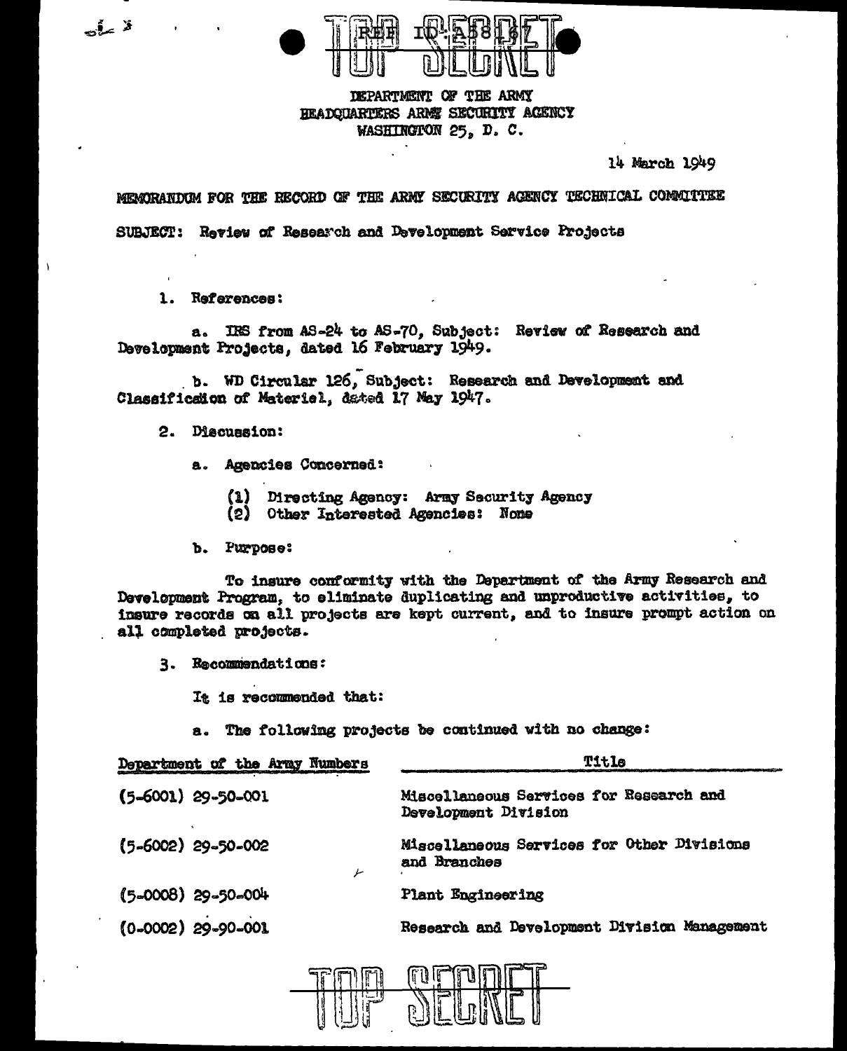TOP SECRET

REF ID:A58167

DEPARTMENT OF THE ARMY
HEADQUARTERS ARMY SECURITY AGENCY
WASHINGTON 25, D. C.

14 March 1949

MEMORANDUM FOR THE RECORD OF THE ARMY SECURITY AGENCY TECHNICAL COMMITTEE

SUBJECT: Review of Research and Development Service Projects

1. References:

a. IRS from AS-24 to AS-70, Subject: Review of Research and Development Projects, dated 16 February 1949.

b. WD Circular 126, Subject: Research and Development and Classification of Materiel, dated 17 May 1947.

2. Discussion:

a. Agencies Concerned:

(1) Directing Agency: Army Security Agency
(2) Other Interested Agencies: None

b. Purpose:

To insure conformity with the Department of the Army Research and Development Program, to eliminate duplicating and unproductive activities, to insure records on all projects are kept current, and to insure prompt action on all completed projects.

3. Recommendations:

It is recommended that:

a. The following projects be continued with no change:

| Department of the Army Numbers | Title |
|---|---|
| (5-6001) 29-50-001 | Miscellaneous Services for Research and Development Division |
| (5-6002) 29-50-002 | Miscellaneous Services for Other Divisions and Branches |
| (5-0008) 29-50-004 | Plant Engineering |
| (0-0002) 29-90-001 | Research and Development Division Management |

TOP SECRET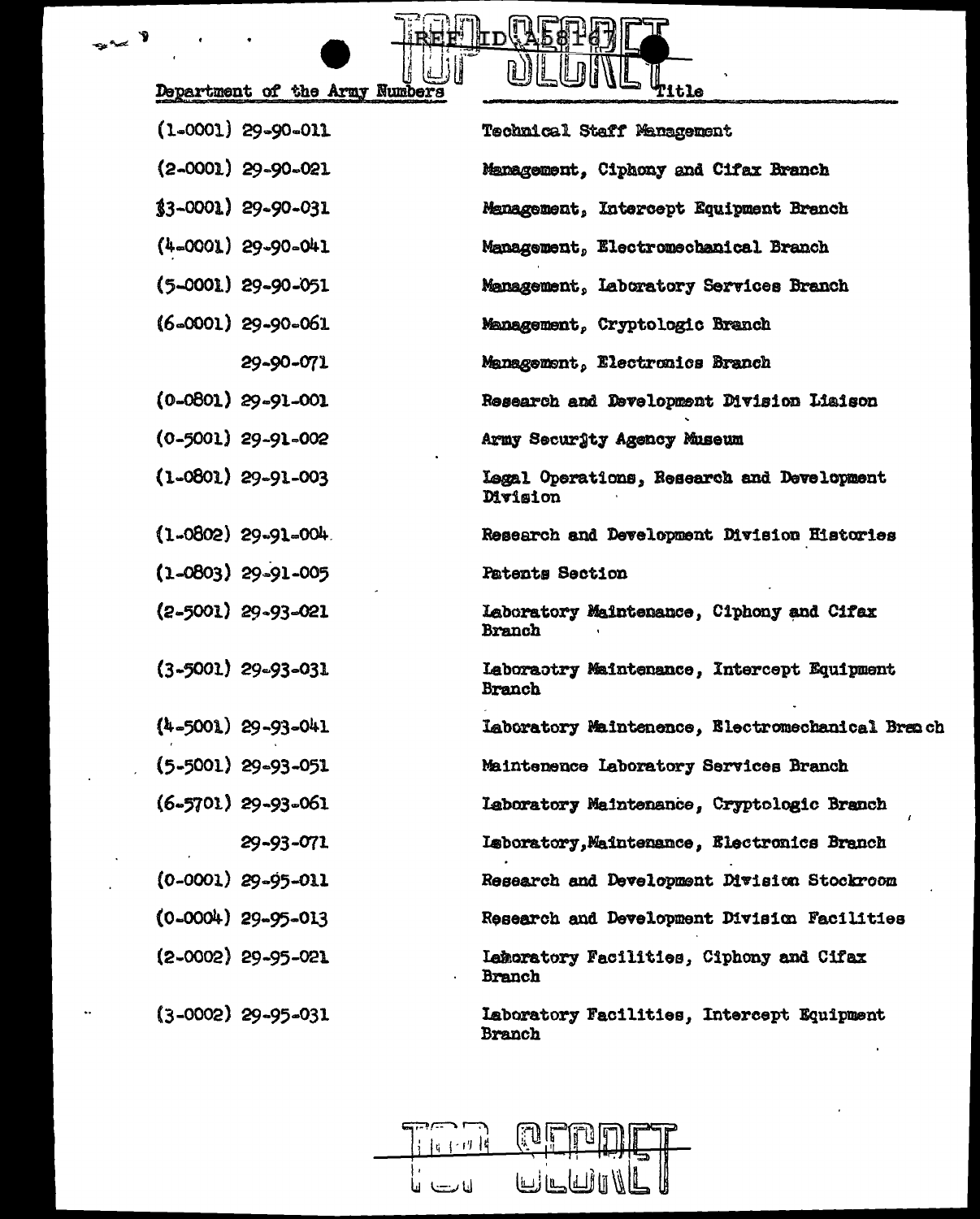TOP SECRET

| Department of the Army Numbers | Title |
|---|---|
| (1-0001) 29-90-011 | Technical Staff Management |
| (2-0001) 29-90-021 | Management, Ciphony and Cifax Branch |
| (3-0001) 29-90-031 | Management, Intercept Equipment Branch |
| (4-0001) 29-90-041 | Management, Electromechanical Branch |
| (5-0001) 29-90-051 | Management, Laboratory Services Branch |
| (6-0001) 29-90-061 | Management, Cryptologic Branch |
| 29-90-071 | Management, Electronics Branch |
| (0-0801) 29-91-001 | Research and Development Division Liaison |
| (0-5001) 29-91-002 | Army Security Agency Museum |
| (1-0801) 29-91-003 | Legal Operations, Research and Development Division |
| (1-0802) 29-91-004 | Research and Development Division Histories |
| (1-0803) 29-91-005 | Patents Section |
| (2-5001) 29-93-021 | Laboratory Maintenance, Ciphony and Cifax Branch |
| (3-5001) 29-93-031 | Laboraotry Maintenance, Intercept Equipment Branch |
| (4-5001) 29-93-041 | Laboratory Maintenence, Electromechanical Branch |
| (5-5001) 29-93-051 | Maintenence Laboratory Services Branch |
| (6-5701) 29-93-061 | Laboratory Maintenance, Cryptologic Branch |
| 29-93-071 | Laboratory,Maintenance, Electronics Branch |
| (0-0001) 29-95-011 | Research and Development Division Stockroom |
| (0-0004) 29-95-013 | Research and Development Division Facilities |
| (2-0002) 29-95-021 | Laboratory Facilities, Ciphony and Cifax Branch |
| (3-0002) 29-95-031 | Laboratory Facilities, Intercept Equipment Branch |

TOP SECRET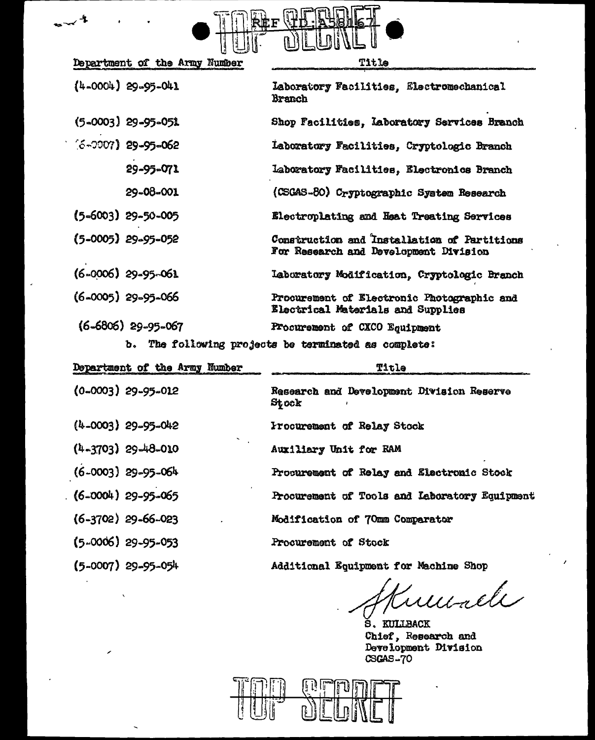TOP SECRET

REF ID:A58167

| Department of the Army Number | Title |
|---|---|
| (4-0004) 29-95-041 | Laboratory Facilities, Electromechanical Branch |
| (5-0003) 29-95-051 | Shop Facilities, Laboratory Services Branch |
| (6-0007) 29-95-062 | Laboratory Facilities, Cryptologic Branch |
| 29-95-071 | Laboratory Facilities, Electronics Branch |
| 29-08-001 | (CSGAS-80) Cryptographic System Research |
| (5-6003) 29-50-005 | Electroplating and Heat Treating Services |
| (5-0005) 29-95-052 | Construction and Installation of Partitions For Research and Development Division |
| (6-0006) 29-95-061 | Laboratory Modification, Cryptologic Branch |
| (6-0005) 29-95-066 | Procurement of Electronic Photographic and Electrical Materials and Supplies |
| (6-6806) 29-95-067 | Procurement of CXCO Equipment |

b. The following projects be terminated as complete:

| Department of the Army Number | Title |
|---|---|
| (0-0003) 29-95-012 | Research and Development Division Reserve Stock |
| (4-0003) 29-95-042 | Procurement of Relay Stock |
| (4-3703) 29-48-010 | Auxiliary Unit for RAM |
| (6-0003) 29-95-064 | Procurement of Relay and Electronic Stock |
| (6-0004) 29-95-065 | Procurement of Tools and Laboratory Equipment |
| (6-3702) 29-66-023 | Modification of 70mm Comparator |
| (5-0006) 29-95-053 | Procurement of Stock |
| (5-0007) 29-95-054 | Additional Equipment for Machine Shop |

S. Kullback

S. KULLBACK
Chief, Research and
Development Division
CSGAS-70

TOP SECRET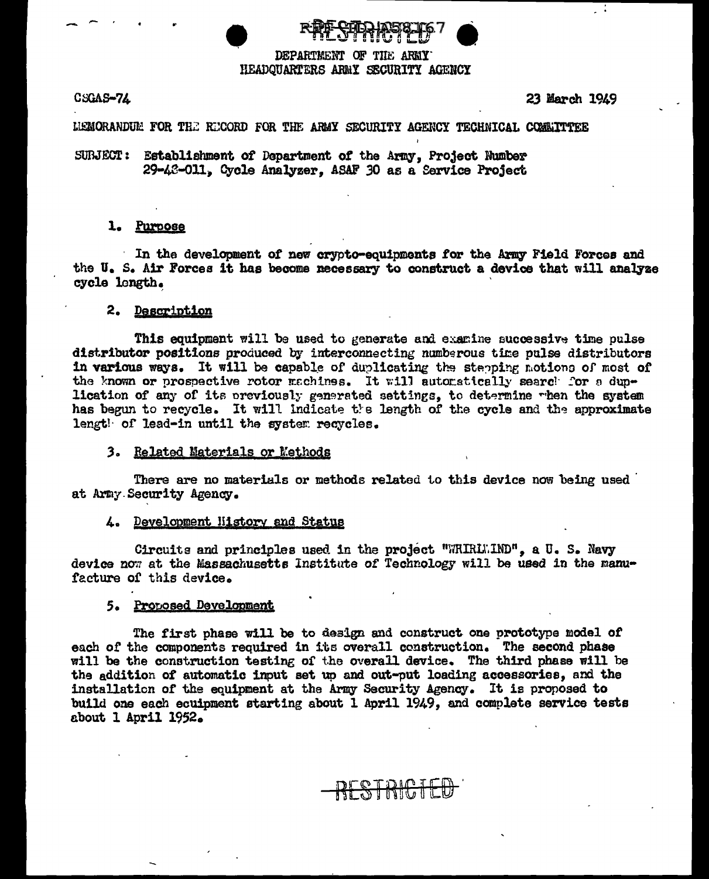DEPARTMENT OF THE ARMY
HEADQUARTERS ARMY SECURITY AGENCY

CSGAS-74

23 March 1949

MEMORANDUM FOR THE RECORD FOR THE ARMY SECURITY AGENCY TECHNICAL COMMITTEE

SUBJECT: Establishment of Department of the Army, Project Number 29-48-011, Cycle Analyzer, ASAF 30 as a Service Project

## 1. Purpose

In the development of new crypto-equipments for the Army Field Forces and the U. S. Air Forces it has become necessary to construct a device that will analyze cycle length.

## 2. Description

This equipment will be used to generate and examine successive time pulse distributor positions produced by interconnecting numberous time pulse distributors in various ways. It will be capable of duplicating the stepping motions of most of the known or prospective rotor machines. It will automatically search for a duplication of any of its previously generated settings, to determine when the system has begun to recycle. It will indicate the length of the cycle and the approximate length of lead-in until the system recycles.

## 3. Related Materials or Methods

There are no materials or methods related to this device now being used at Army Security Agency.

## 4. Development History and Status

Circuits and principles used in the project "WHIRLWIND", a U. S. Navy device now at the Massachusetts Institute of Technology will be used in the manufacture of this device.

## 5. Proposed Development

The first phase will be to design and construct one prototype model of each of the components required in its overall construction. The second phase will be the construction testing of the overall device. The third phase will be the addition of automatic input set up and out-put loading accessories, and the installation of the equipment at the Army Security Agency. It is proposed to build one each equipment starting about 1 April 1949, and complete service tests about 1 April 1952.

RESTRICTED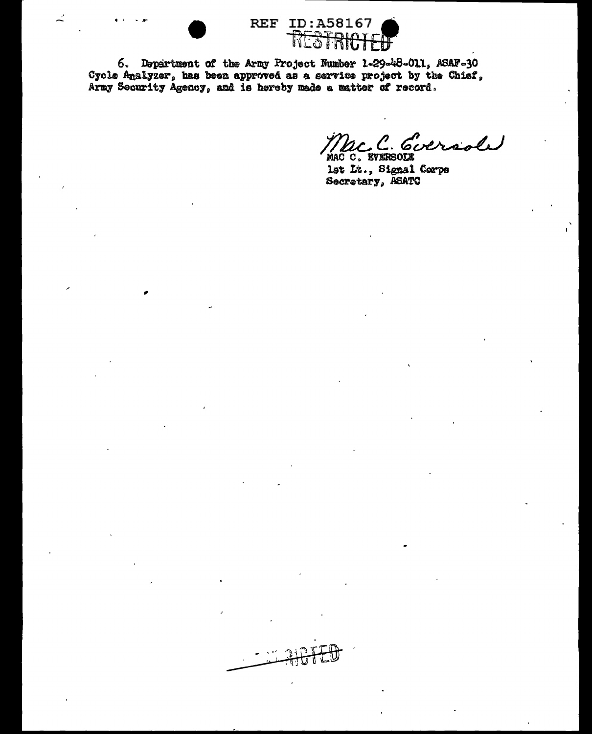6. Department of the Army Project Number 1-29-48-011, ASAF-30 Cycle Analyzer, has been approved as a service project by the Chief, Army Security Agency, and is hereby made a matter of record.

Mac C. Eversole
MAC C. EVERSOLE
1st Lt., Signal Corps
Secretary, ASATC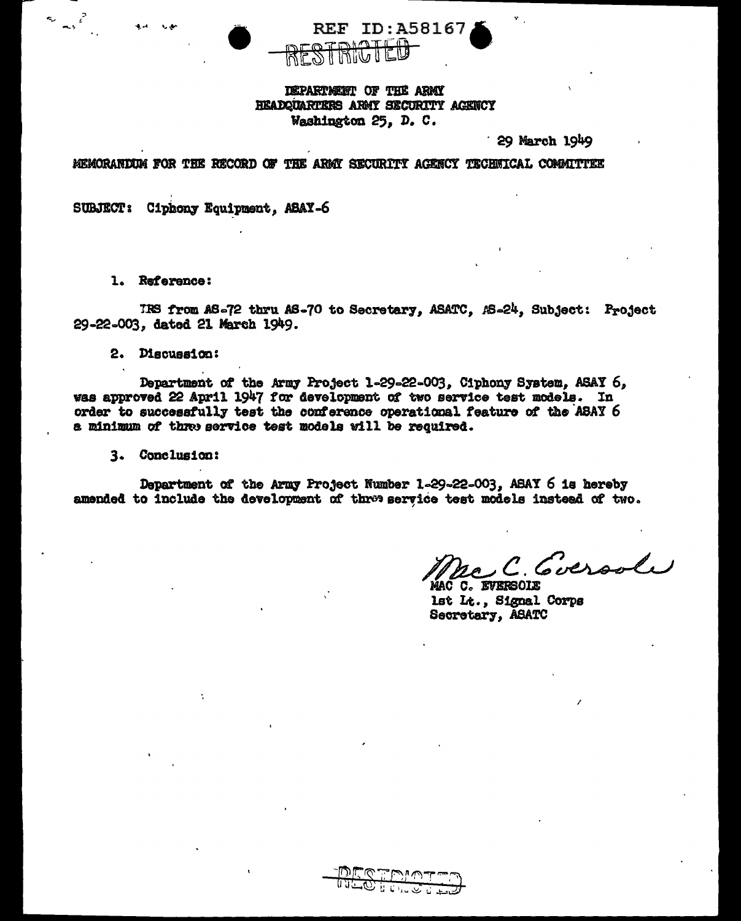REF ID:A58167

RESTRICTED

DEPARTMENT OF THE ARMY
HEADQUARTERS ARMY SECURITY AGENCY
Washington 25, D. C.

29 March 1949

MEMORANDUM FOR THE RECORD OF THE ARMY SECURITY AGENCY TECHNICAL COMMITTEE

SUBJECT: Ciphony Equipment, ASAY-6

1. Reference:

IRS from AS-72 thru AS-70 to Secretary, ASATC, AS-24, Subject: Project 29-22-003, dated 21 March 1949.

2. Discussion:

Department of the Army Project 1-29-22-003, Ciphony System, ASAY 6, was approved 22 April 1947 for development of two service test models. In order to successfully test the conference operational feature of the ASAY 6 a minimum of three service test models will be required.

3. Conclusion:

Department of the Army Project Number 1-29-22-003, ASAY 6 is hereby amended to include the development of three service test models instead of two.

Mac C. Eversole

MAC C. EVERSOLE
1st Lt., Signal Corps
Secretary, ASATC

RESTRICTED